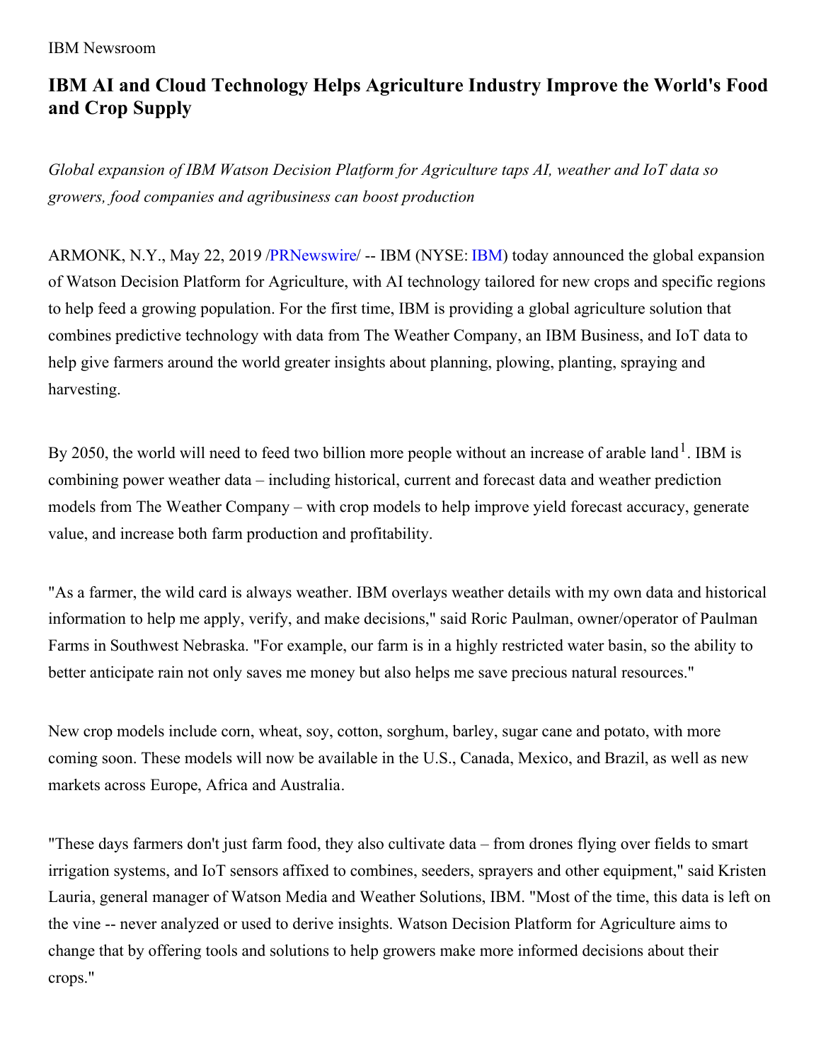IBM Newsroom

# IBM AI and Cloud Technology Helps Agriculture Industry Improve the World's Food and Crop Supply

*Global expansion of IBM Watson Decision Platform for Agriculture taps AI, weather and IoT data so growers, food companies and agribusiness can boost production*

ARMONK, N.Y., May 22, 2019 /PRNewswire/ -- IBM (NYSE: IBM) today announced the global expansion of Watson Decision Platform for Agriculture, with AI technology tailored for new crops and specific regions to help feed a growing population. For the first time, IBM is providing a global agriculture solution that combines predictive technology with data from The Weather Company, an IBM Business, and IoT data to help give farmers around the world greater insights about planning, plowing, planting, spraying and harvesting.

By 2050, the world will need to feed two billion more people without an increase of arable land[1]. IBM is combining power weather data – including historical, current and forecast data and weather prediction models from The Weather Company – with crop models to help improve yield forecast accuracy, generate value, and increase both farm production and profitability.

"As a farmer, the wild card is always weather. IBM overlays weather details with my own data and historical information to help me apply, verify, and make decisions," said Roric Paulman, owner/operator of Paulman Farms in Southwest Nebraska. "For example, our farm is in a highly restricted water basin, so the ability to better anticipate rain not only saves me money but also helps me save precious natural resources."

New crop models include corn, wheat, soy, cotton, sorghum, barley, sugar cane and potato, with more coming soon. These models will now be available in the U.S., Canada, Mexico, and Brazil, as well as new markets across Europe, Africa and Australia.

"These days farmers don't just farm food, they also cultivate data – from drones flying over fields to smart irrigation systems, and IoT sensors affixed to combines, seeders, sprayers and other equipment," said Kristen Lauria, general manager of Watson Media and Weather Solutions, IBM. "Most of the time, this data is left on the vine -- never analyzed or used to derive insights. Watson Decision Platform for Agriculture aims to change that by offering tools and solutions to help growers make more informed decisions about their crops."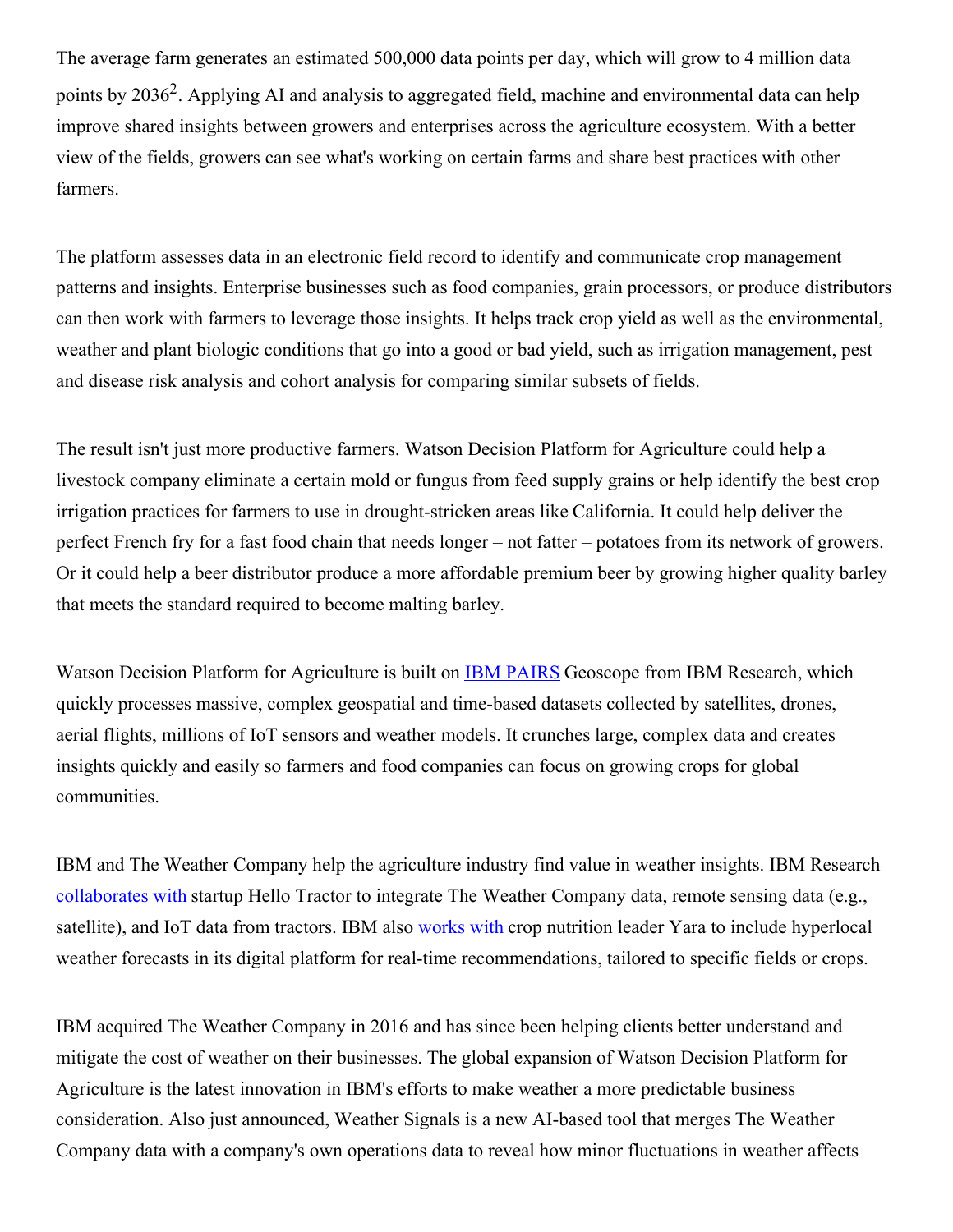The average farm generates an estimated 500,000 data points per day, which will grow to 4 million data points by 2036[2]. Applying AI and analysis to aggregated field, machine and environmental data can help improve shared insights between growers and enterprises across the agriculture ecosystem. With a better view of the fields, growers can see what's working on certain farms and share best practices with other farmers.

The platform assesses data in an electronic field record to identify and communicate crop management patterns and insights. Enterprise businesses such as food companies, grain processors, or produce distributors can then work with farmers to leverage those insights. It helps track crop yield as well as the environmental, weather and plant biologic conditions that go into a good or bad yield, such as irrigation management, pest and disease risk analysis and cohort analysis for comparing similar subsets of fields.

The result isn't just more productive farmers. Watson Decision Platform for Agriculture could help a livestock company eliminate a certain mold or fungus from feed supply grains or help identify the best crop irrigation practices for farmers to use in drought-stricken areas like California. It could help deliver the perfect French fry for a fast food chain that needs longer – not fatter – potatoes from its network of growers. Or it could help a beer distributor produce a more affordable premium beer by growing higher quality barley that meets the standard required to become malting barley.

Watson Decision Platform for Agriculture is built on IBM PAIRS Geoscope from IBM Research, which quickly processes massive, complex geospatial and time-based datasets collected by satellites, drones, aerial flights, millions of IoT sensors and weather models. It crunches large, complex data and creates insights quickly and easily so farmers and food companies can focus on growing crops for global communities.

IBM and The Weather Company help the agriculture industry find value in weather insights. IBM Research collaborates with startup Hello Tractor to integrate The Weather Company data, remote sensing data (e.g., satellite), and IoT data from tractors. IBM also works with crop nutrition leader Yara to include hyperlocal weather forecasts in its digital platform for real-time recommendations, tailored to specific fields or crops.

IBM acquired The Weather Company in 2016 and has since been helping clients better understand and mitigate the cost of weather on their businesses. The global expansion of Watson Decision Platform for Agriculture is the latest innovation in IBM's efforts to make weather a more predictable business consideration. Also just announced, Weather Signals is a new AI-based tool that merges The Weather Company data with a company's own operations data to reveal how minor fluctuations in weather affects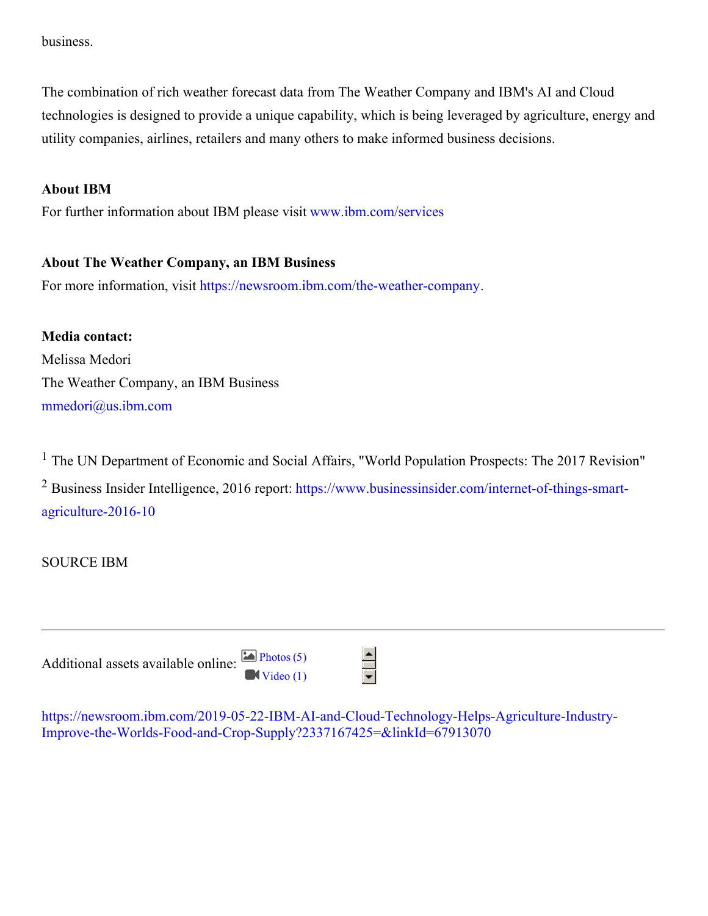business.

The combination of rich weather forecast data from The Weather Company and IBM's AI and Cloud technologies is designed to provide a unique capability, which is being leveraged by agriculture, energy and utility companies, airlines, retailers and many others to make informed business decisions.

**About IBM**
For further information about IBM please visit www.ibm.com/services

**About The Weather Company, an IBM Business**
For more information, visit https://newsroom.ibm.com/the-weather-company.

**Media contact:**
Melissa Medori
The Weather Company, an IBM Business
mmedori@us.ibm.com

[1] The UN Department of Economic and Social Affairs, "World Population Prospects: The 2017 Revision"

[2] Business Insider Intelligence, 2016 report: https://www.businessinsider.com/internet-of-things-smart-agriculture-2016-10

SOURCE IBM

---

Additional assets available online: Photos (5) Video (1)

https://newsroom.ibm.com/2019-05-22-IBM-AI-and-Cloud-Technology-Helps-Agriculture-Industry-Improve-the-Worlds-Food-and-Crop-Supply?2337167425=&linkId=67913070